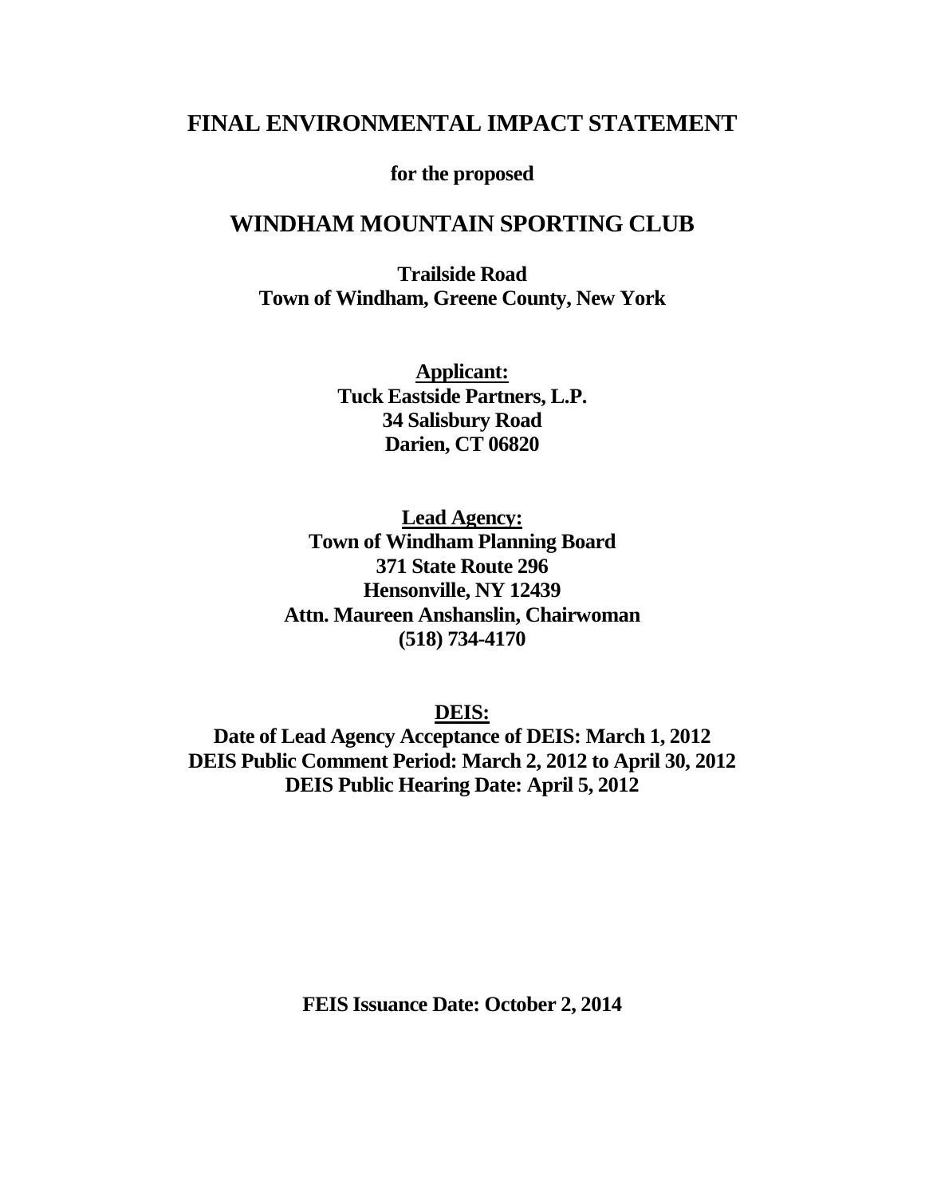# FINAL ENVIRONMENTAL IMPACT STATEMENT

**for the proposed**

# WINDHAM MOUNTAIN SPORTING CLUB

**Trailside Road**
**Town of Windham, Greene County, New York**

**Applicant:**
**Tuck Eastside Partners, L.P.**
**34 Salisbury Road**
**Darien, CT 06820**

**Lead Agency:**
**Town of Windham Planning Board**
**371 State Route 296**
**Hensonville, NY 12439**
**Attn. Maureen Anshanslin, Chairwoman**
**(518) 734-4170**

**DEIS:**
**Date of Lead Agency Acceptance of DEIS: March 1, 2012**
**DEIS Public Comment Period: March 2, 2012 to April 30, 2012**
**DEIS Public Hearing Date: April 5, 2012**

**FEIS Issuance Date: October 2, 2014**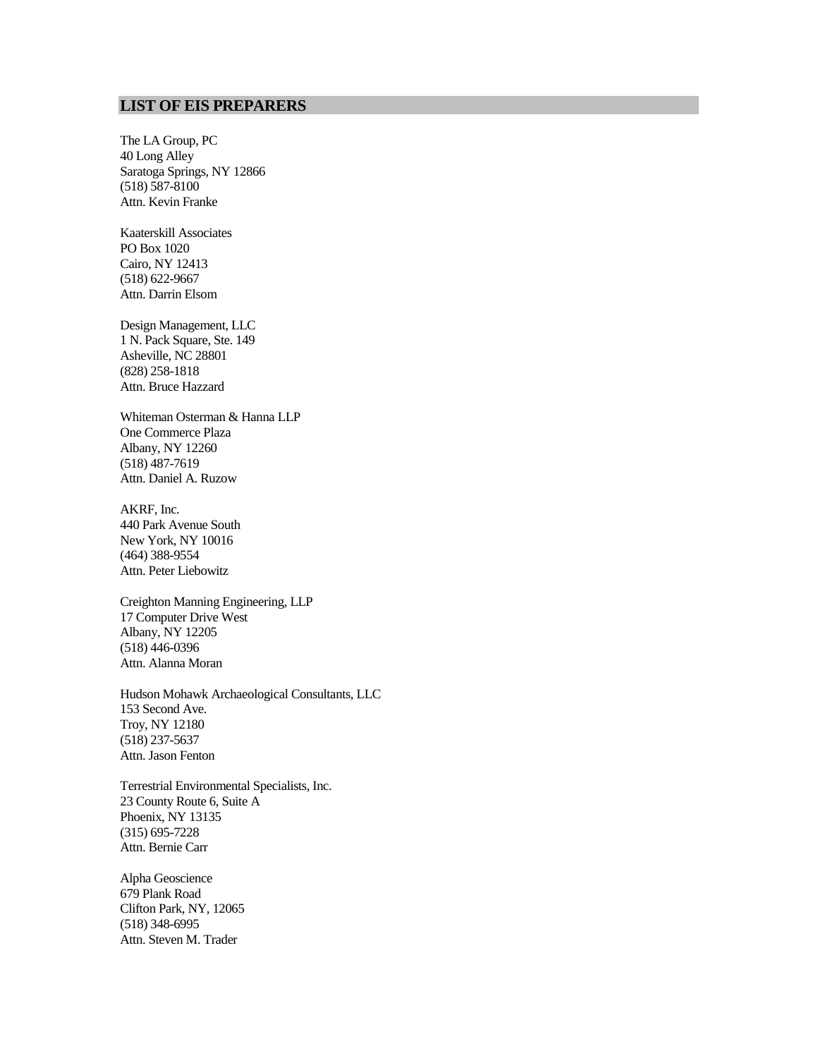## LIST OF EIS PREPARERS

The LA Group, PC
40 Long Alley
Saratoga Springs, NY 12866
(518) 587-8100
Attn. Kevin Franke

Kaaterskill Associates
PO Box 1020
Cairo, NY 12413
(518) 622-9667
Attn. Darrin Elsom

Design Management, LLC
1 N. Pack Square, Ste. 149
Asheville, NC 28801
(828) 258-1818
Attn. Bruce Hazzard

Whiteman Osterman & Hanna LLP
One Commerce Plaza
Albany, NY 12260
(518) 487-7619
Attn. Daniel A. Ruzow

AKRF, Inc.
440 Park Avenue South
New York, NY 10016
(464) 388-9554
Attn. Peter Liebowitz

Creighton Manning Engineering, LLP
17 Computer Drive West
Albany, NY 12205
(518) 446-0396
Attn. Alanna Moran

Hudson Mohawk Archaeological Consultants, LLC
153 Second Ave.
Troy, NY 12180
(518) 237-5637
Attn. Jason Fenton

Terrestrial Environmental Specialists, Inc.
23 County Route 6, Suite A
Phoenix, NY 13135
(315) 695-7228
Attn. Bernie Carr

Alpha Geoscience
679 Plank Road
Clifton Park, NY, 12065
(518) 348-6995
Attn. Steven M. Trader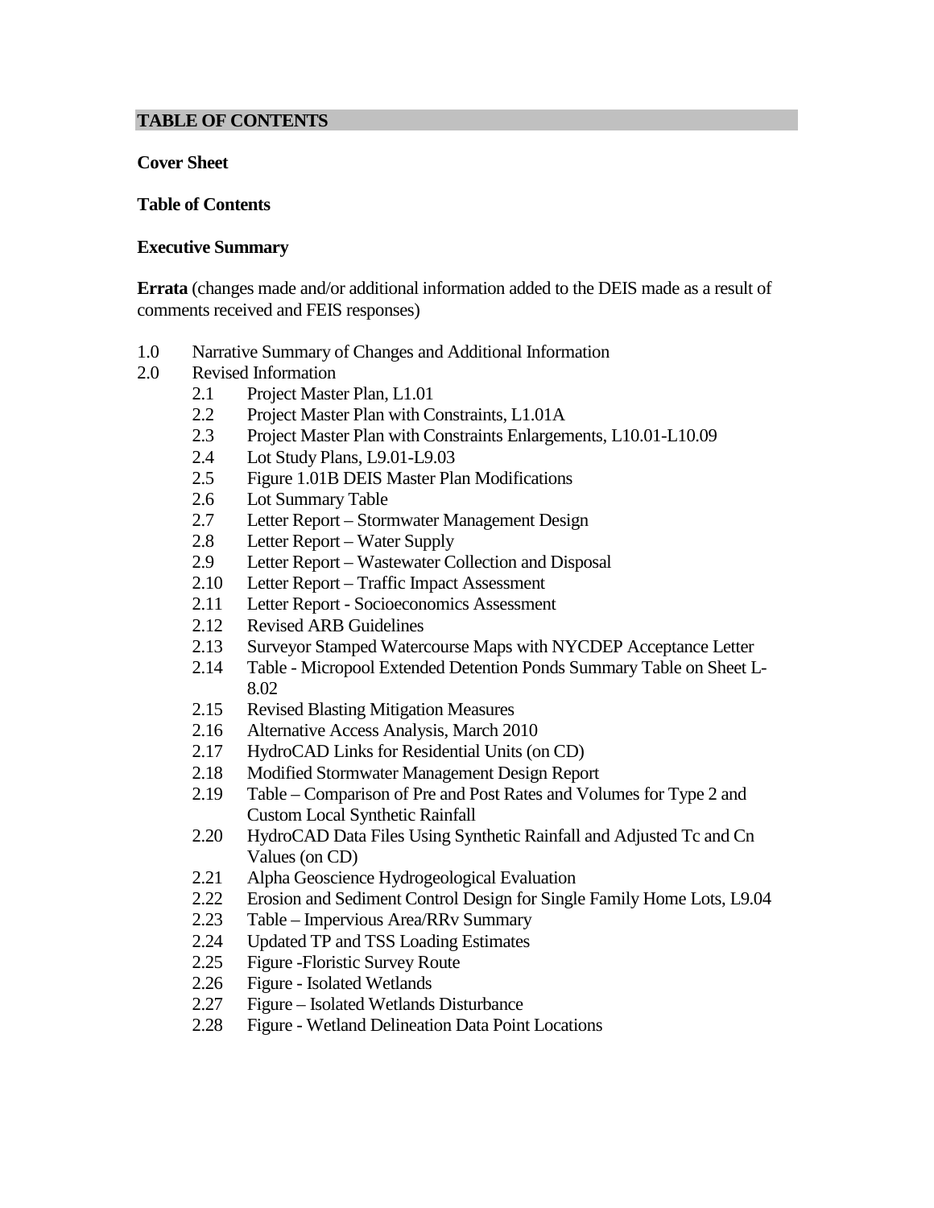## TABLE OF CONTENTS

**Cover Sheet**

**Table of Contents**

**Executive Summary**

**Errata** (changes made and/or additional information added to the DEIS made as a result of comments received and FEIS responses)

1.0 Narrative Summary of Changes and Additional Information

2.0 Revised Information
- 2.1 Project Master Plan, L1.01
- 2.2 Project Master Plan with Constraints, L1.01A
- 2.3 Project Master Plan with Constraints Enlargements, L10.01-L10.09
- 2.4 Lot Study Plans, L9.01-L9.03
- 2.5 Figure 1.01B DEIS Master Plan Modifications
- 2.6 Lot Summary Table
- 2.7 Letter Report – Stormwater Management Design
- 2.8 Letter Report – Water Supply
- 2.9 Letter Report – Wastewater Collection and Disposal
- 2.10 Letter Report – Traffic Impact Assessment
- 2.11 Letter Report - Socioeconomics Assessment
- 2.12 Revised ARB Guidelines
- 2.13 Surveyor Stamped Watercourse Maps with NYCDEP Acceptance Letter
- 2.14 Table - Micropool Extended Detention Ponds Summary Table on Sheet L-8.02
- 2.15 Revised Blasting Mitigation Measures
- 2.16 Alternative Access Analysis, March 2010
- 2.17 HydroCAD Links for Residential Units (on CD)
- 2.18 Modified Stormwater Management Design Report
- 2.19 Table – Comparison of Pre and Post Rates and Volumes for Type 2 and Custom Local Synthetic Rainfall
- 2.20 HydroCAD Data Files Using Synthetic Rainfall and Adjusted Tc and Cn Values (on CD)
- 2.21 Alpha Geoscience Hydrogeological Evaluation
- 2.22 Erosion and Sediment Control Design for Single Family Home Lots, L9.04
- 2.23 Table – Impervious Area/RRv Summary
- 2.24 Updated TP and TSS Loading Estimates
- 2.25 Figure -Floristic Survey Route
- 2.26 Figure - Isolated Wetlands
- 2.27 Figure – Isolated Wetlands Disturbance
- 2.28 Figure - Wetland Delineation Data Point Locations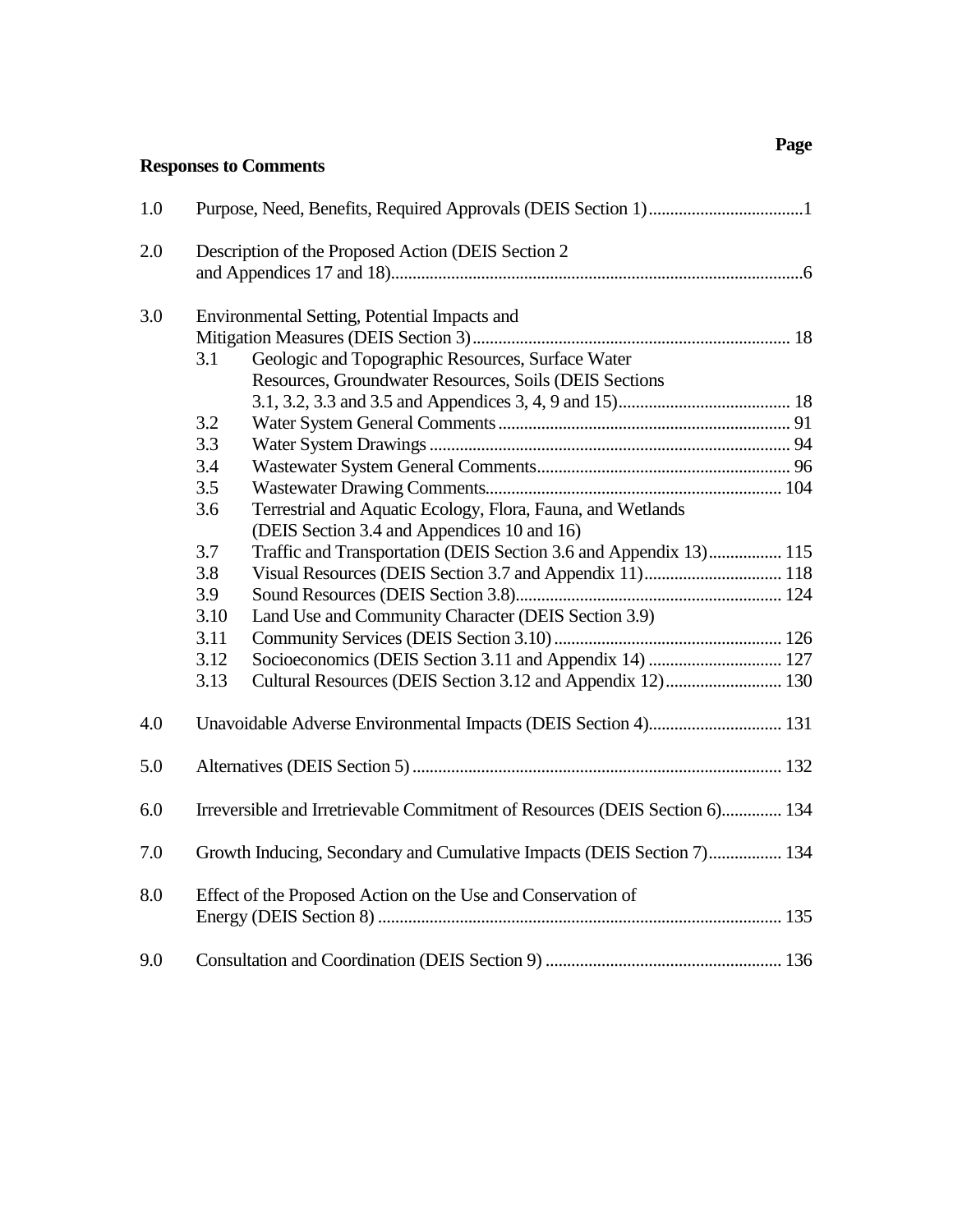**Responses to Comments**

| | | Page |
|---|---|---|
| 1.0 | Purpose, Need, Benefits, Required Approvals (DEIS Section 1) | 1 |
| 2.0 | Description of the Proposed Action (DEIS Section 2 and Appendices 17 and 18) | 6 |
| 3.0 | Environmental Setting, Potential Impacts and Mitigation Measures (DEIS Section 3) | 18 |
| 3.1 | Geologic and Topographic Resources, Surface Water Resources, Groundwater Resources, Soils (DEIS Sections 3.1, 3.2, 3.3 and 3.5 and Appendices 3, 4, 9 and 15) | 18 |
| 3.2 | Water System General Comments | 91 |
| 3.3 | Water System Drawings | 94 |
| 3.4 | Wastewater System General Comments | 96 |
| 3.5 | Wastewater Drawing Comments | 104 |
| 3.6 | Terrestrial and Aquatic Ecology, Flora, Fauna, and Wetlands (DEIS Section 3.4 and Appendices 10 and 16) | |
| 3.7 | Traffic and Transportation (DEIS Section 3.6 and Appendix 13) | 115 |
| 3.8 | Visual Resources (DEIS Section 3.7 and Appendix 11) | 118 |
| 3.9 | Sound Resources (DEIS Section 3.8) | 124 |
| 3.10 | Land Use and Community Character (DEIS Section 3.9) | |
| 3.11 | Community Services (DEIS Section 3.10) | 126 |
| 3.12 | Socioeconomics (DEIS Section 3.11 and Appendix 14) | 127 |
| 3.13 | Cultural Resources (DEIS Section 3.12 and Appendix 12) | 130 |
| 4.0 | Unavoidable Adverse Environmental Impacts (DEIS Section 4) | 131 |
| 5.0 | Alternatives (DEIS Section 5) | 132 |
| 6.0 | Irreversible and Irretrievable Commitment of Resources (DEIS Section 6) | 134 |
| 7.0 | Growth Inducing, Secondary and Cumulative Impacts (DEIS Section 7) | 134 |
| 8.0 | Effect of the Proposed Action on the Use and Conservation of Energy (DEIS Section 8) | 135 |
| 9.0 | Consultation and Coordination (DEIS Section 9) | 136 |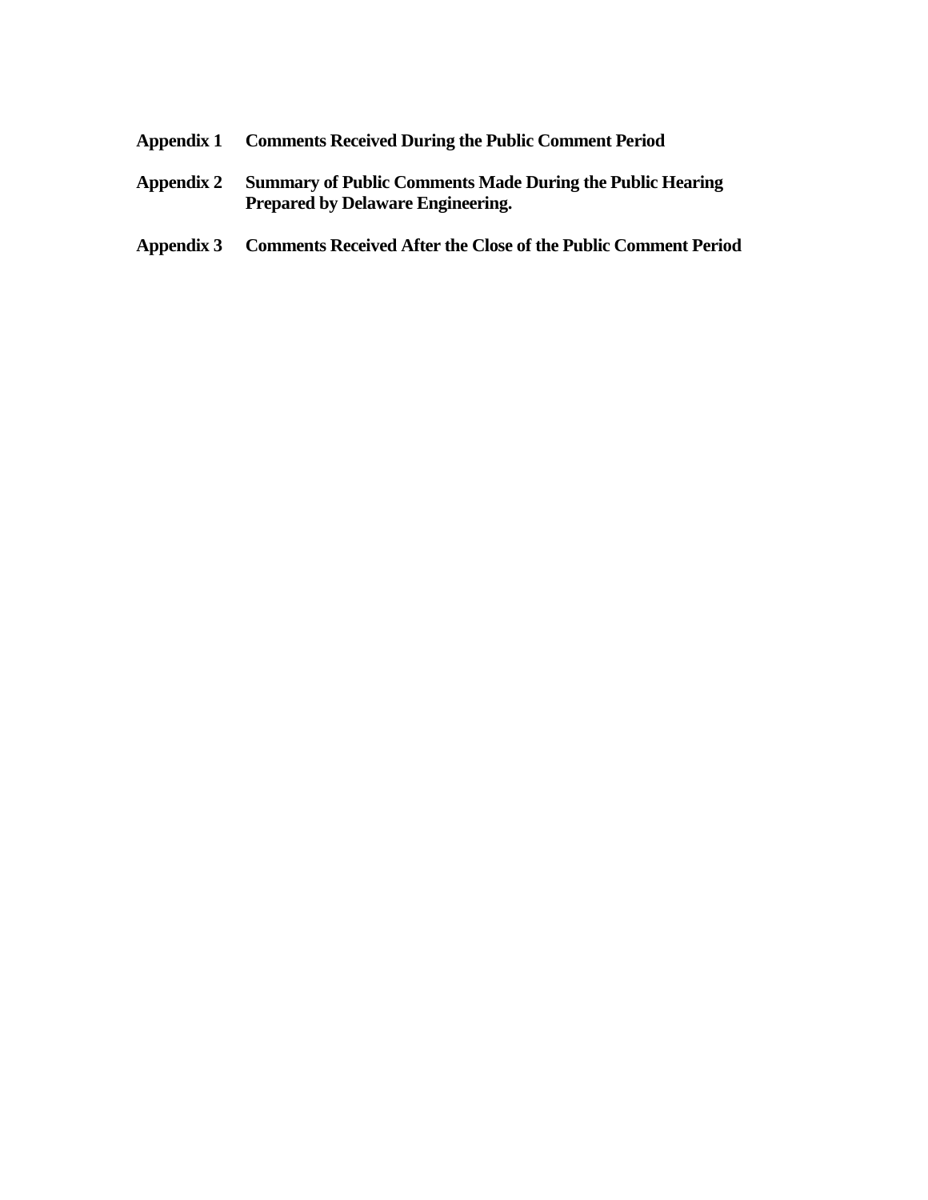**Appendix 1 Comments Received During the Public Comment Period**

**Appendix 2 Summary of Public Comments Made During the Public Hearing Prepared by Delaware Engineering.**

**Appendix 3 Comments Received After the Close of the Public Comment Period**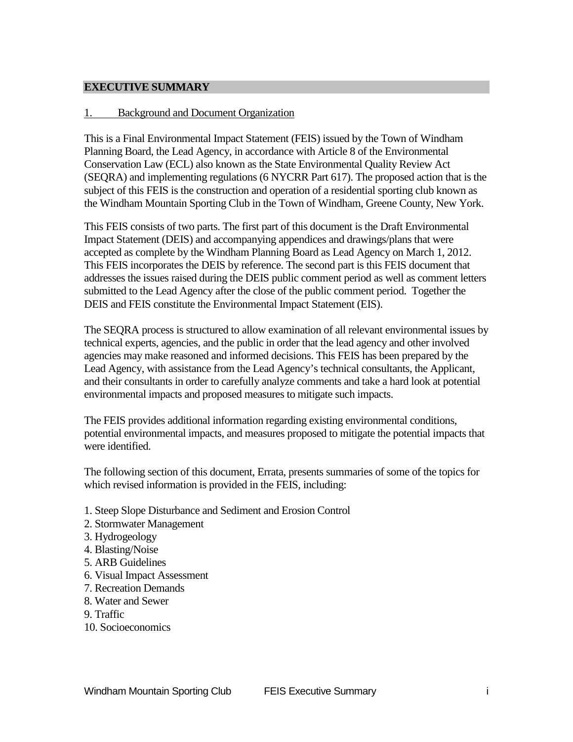# EXECUTIVE SUMMARY

## 1. Background and Document Organization

This is a Final Environmental Impact Statement (FEIS) issued by the Town of Windham Planning Board, the Lead Agency, in accordance with Article 8 of the Environmental Conservation Law (ECL) also known as the State Environmental Quality Review Act (SEQRA) and implementing regulations (6 NYCRR Part 617). The proposed action that is the subject of this FEIS is the construction and operation of a residential sporting club known as the Windham Mountain Sporting Club in the Town of Windham, Greene County, New York.

This FEIS consists of two parts. The first part of this document is the Draft Environmental Impact Statement (DEIS) and accompanying appendices and drawings/plans that were accepted as complete by the Windham Planning Board as Lead Agency on March 1, 2012. This FEIS incorporates the DEIS by reference. The second part is this FEIS document that addresses the issues raised during the DEIS public comment period as well as comment letters submitted to the Lead Agency after the close of the public comment period. Together the DEIS and FEIS constitute the Environmental Impact Statement (EIS).

The SEQRA process is structured to allow examination of all relevant environmental issues by technical experts, agencies, and the public in order that the lead agency and other involved agencies may make reasoned and informed decisions. This FEIS has been prepared by the Lead Agency, with assistance from the Lead Agency's technical consultants, the Applicant, and their consultants in order to carefully analyze comments and take a hard look at potential environmental impacts and proposed measures to mitigate such impacts.

The FEIS provides additional information regarding existing environmental conditions, potential environmental impacts, and measures proposed to mitigate the potential impacts that were identified.

The following section of this document, Errata, presents summaries of some of the topics for which revised information is provided in the FEIS, including:

1. Steep Slope Disturbance and Sediment and Erosion Control
2. Stormwater Management
3. Hydrogeology
4. Blasting/Noise
5. ARB Guidelines
6. Visual Impact Assessment
7. Recreation Demands
8. Water and Sewer
9. Traffic
10. Socioeconomics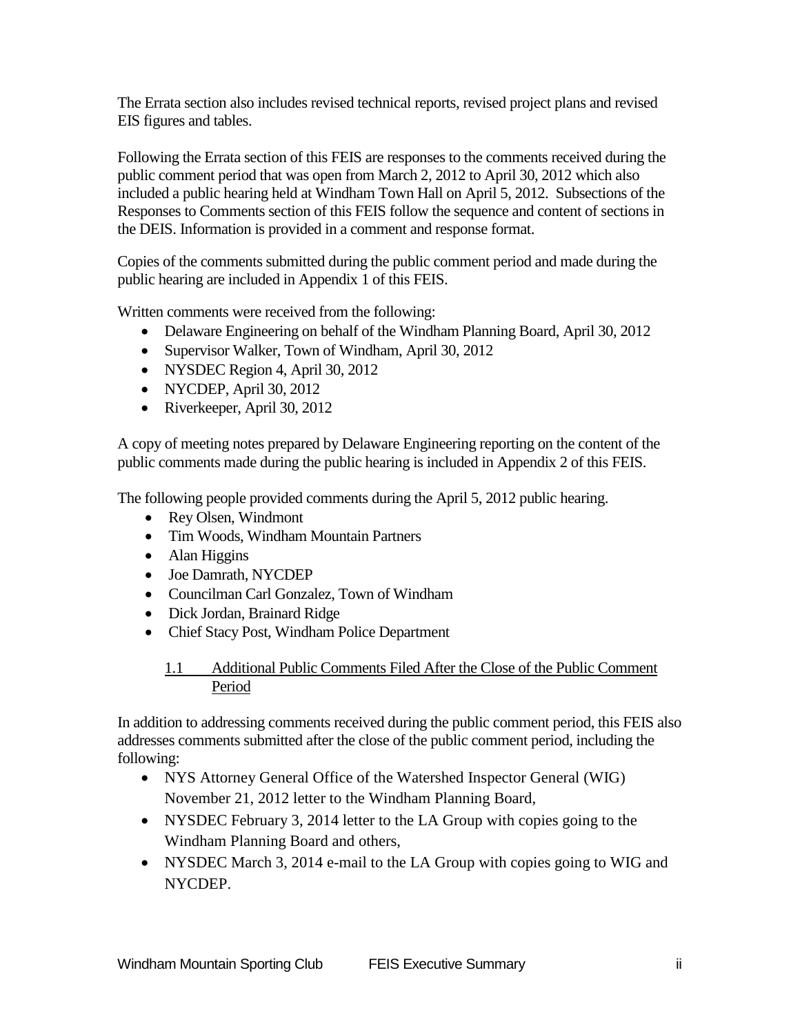The Errata section also includes revised technical reports, revised project plans and revised EIS figures and tables.

Following the Errata section of this FEIS are responses to the comments received during the public comment period that was open from March 2, 2012 to April 30, 2012 which also included a public hearing held at Windham Town Hall on April 5, 2012. Subsections of the Responses to Comments section of this FEIS follow the sequence and content of sections in the DEIS. Information is provided in a comment and response format.

Copies of the comments submitted during the public comment period and made during the public hearing are included in Appendix 1 of this FEIS.

Written comments were received from the following:

- Delaware Engineering on behalf of the Windham Planning Board, April 30, 2012
- Supervisor Walker, Town of Windham, April 30, 2012
- NYSDEC Region 4, April 30, 2012
- NYCDEP, April 30, 2012
- Riverkeeper, April 30, 2012

A copy of meeting notes prepared by Delaware Engineering reporting on the content of the public comments made during the public hearing is included in Appendix 2 of this FEIS.

The following people provided comments during the April 5, 2012 public hearing.

- Rey Olsen, Windmont
- Tim Woods, Windham Mountain Partners
- Alan Higgins
- Joe Damrath, NYCDEP
- Councilman Carl Gonzalez, Town of Windham
- Dick Jordan, Brainard Ridge
- Chief Stacy Post, Windham Police Department

### 1.1 Additional Public Comments Filed After the Close of the Public Comment Period

In addition to addressing comments received during the public comment period, this FEIS also addresses comments submitted after the close of the public comment period, including the following:

- NYS Attorney General Office of the Watershed Inspector General (WIG) November 21, 2012 letter to the Windham Planning Board,
- NYSDEC February 3, 2014 letter to the LA Group with copies going to the Windham Planning Board and others,
- NYSDEC March 3, 2014 e-mail to the LA Group with copies going to WIG and NYCDEP.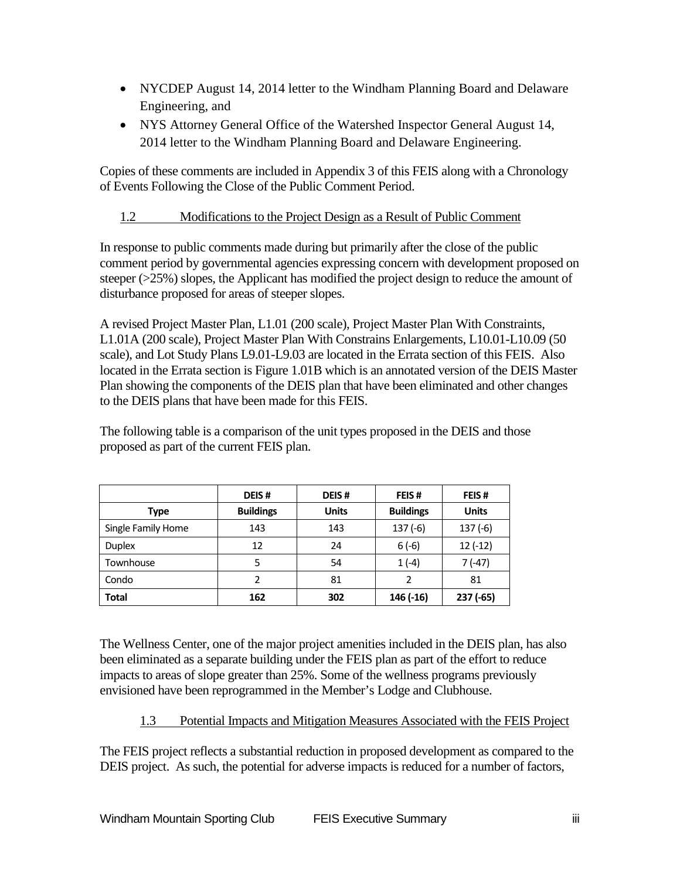- NYCDEP August 14, 2014 letter to the Windham Planning Board and Delaware Engineering, and
- NYS Attorney General Office of the Watershed Inspector General August 14, 2014 letter to the Windham Planning Board and Delaware Engineering.

Copies of these comments are included in Appendix 3 of this FEIS along with a Chronology of Events Following the Close of the Public Comment Period.

### 1.2 Modifications to the Project Design as a Result of Public Comment

In response to public comments made during but primarily after the close of the public comment period by governmental agencies expressing concern with development proposed on steeper (>25%) slopes, the Applicant has modified the project design to reduce the amount of disturbance proposed for areas of steeper slopes.

A revised Project Master Plan, L1.01 (200 scale), Project Master Plan With Constraints, L1.01A (200 scale), Project Master Plan With Constrains Enlargements, L10.01-L10.09 (50 scale), and Lot Study Plans L9.01-L9.03 are located in the Errata section of this FEIS. Also located in the Errata section is Figure 1.01B which is an annotated version of the DEIS Master Plan showing the components of the DEIS plan that have been eliminated and other changes to the DEIS plans that have been made for this FEIS.

The following table is a comparison of the unit types proposed in the DEIS and those proposed as part of the current FEIS plan.

| Type | DEIS # Buildings | DEIS # Units | FEIS # Buildings | FEIS # Units |
|---|---|---|---|---|
| Single Family Home | 143 | 143 | 137 (-6) | 137 (-6) |
| Duplex | 12 | 24 | 6 (-6) | 12 (-12) |
| Townhouse | 5 | 54 | 1 (-4) | 7 (-47) |
| Condo | 2 | 81 | 2 | 81 |
| **Total** | **162** | **302** | **146 (-16)** | **237 (-65)** |

The Wellness Center, one of the major project amenities included in the DEIS plan, has also been eliminated as a separate building under the FEIS plan as part of the effort to reduce impacts to areas of slope greater than 25%. Some of the wellness programs previously envisioned have been reprogrammed in the Member's Lodge and Clubhouse.

### 1.3 Potential Impacts and Mitigation Measures Associated with the FEIS Project

The FEIS project reflects a substantial reduction in proposed development as compared to the DEIS project. As such, the potential for adverse impacts is reduced for a number of factors,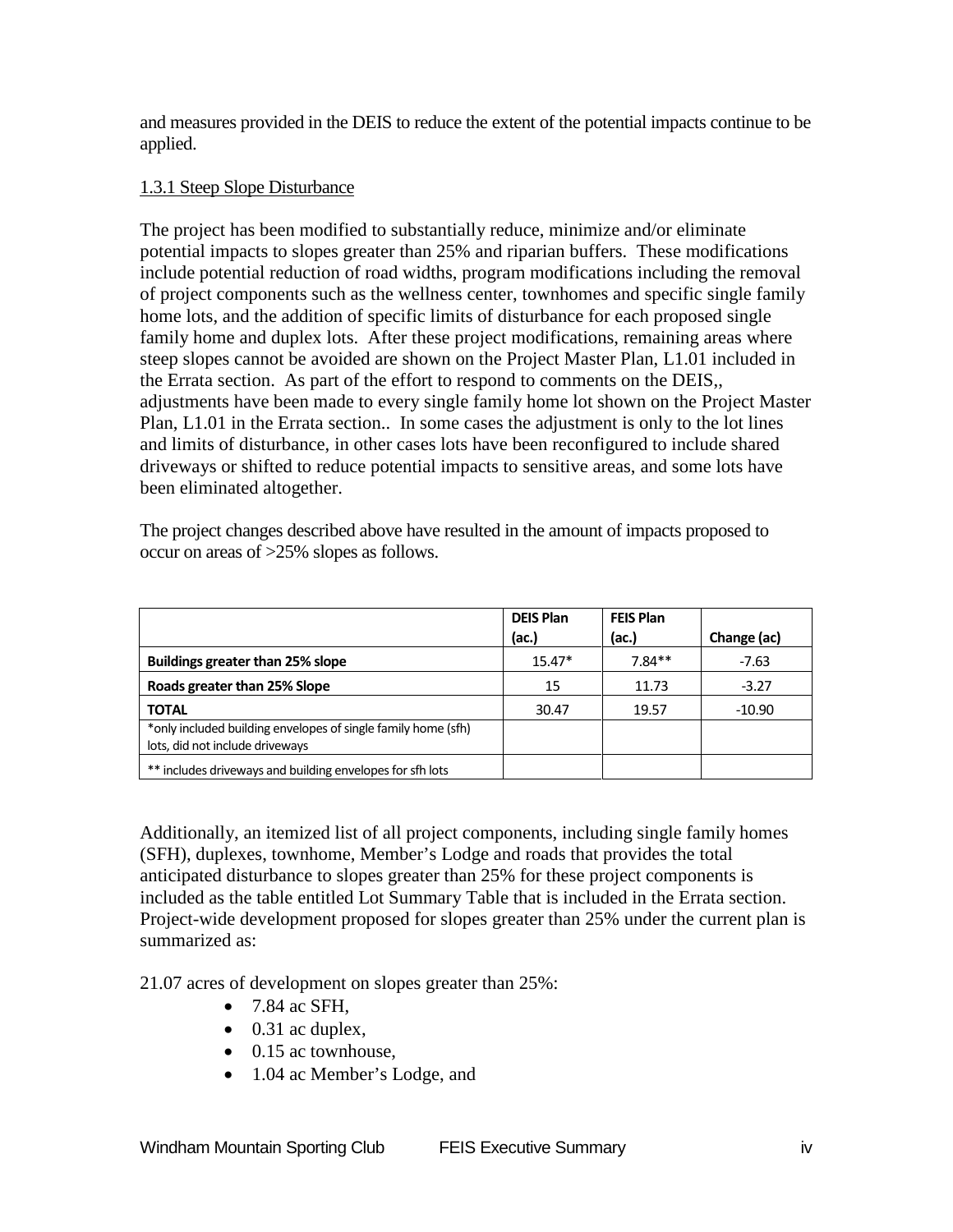and measures provided in the DEIS to reduce the extent of the potential impacts continue to be applied.

### 1.3.1 Steep Slope Disturbance

The project has been modified to substantially reduce, minimize and/or eliminate potential impacts to slopes greater than 25% and riparian buffers. These modifications include potential reduction of road widths, program modifications including the removal of project components such as the wellness center, townhomes and specific single family home lots, and the addition of specific limits of disturbance for each proposed single family home and duplex lots. After these project modifications, remaining areas where steep slopes cannot be avoided are shown on the Project Master Plan, L1.01 included in the Errata section. As part of the effort to respond to comments on the DEIS,, adjustments have been made to every single family home lot shown on the Project Master Plan, L1.01 in the Errata section.. In some cases the adjustment is only to the lot lines and limits of disturbance, in other cases lots have been reconfigured to include shared driveways or shifted to reduce potential impacts to sensitive areas, and some lots have been eliminated altogether.

The project changes described above have resulted in the amount of impacts proposed to occur on areas of >25% slopes as follows.

| | DEIS Plan (ac.) | FEIS Plan (ac.) | Change (ac) |
|---|---|---|---|
| **Buildings greater than 25% slope** | 15.47* | 7.84** | -7.63 |
| **Roads greater than 25% Slope** | 15 | 11.73 | -3.27 |
| **TOTAL** | 30.47 | 19.57 | -10.90 |
| *only included building envelopes of single family home (sfh) lots, did not include driveways | | | |
| ** includes driveways and building envelopes for sfh lots | | | |

Additionally, an itemized list of all project components, including single family homes (SFH), duplexes, townhome, Member's Lodge and roads that provides the total anticipated disturbance to slopes greater than 25% for these project components is included as the table entitled Lot Summary Table that is included in the Errata section. Project-wide development proposed for slopes greater than 25% under the current plan is summarized as:

21.07 acres of development on slopes greater than 25%:

- 7.84 ac SFH,
- 0.31 ac duplex,
- 0.15 ac townhouse,
- 1.04 ac Member's Lodge, and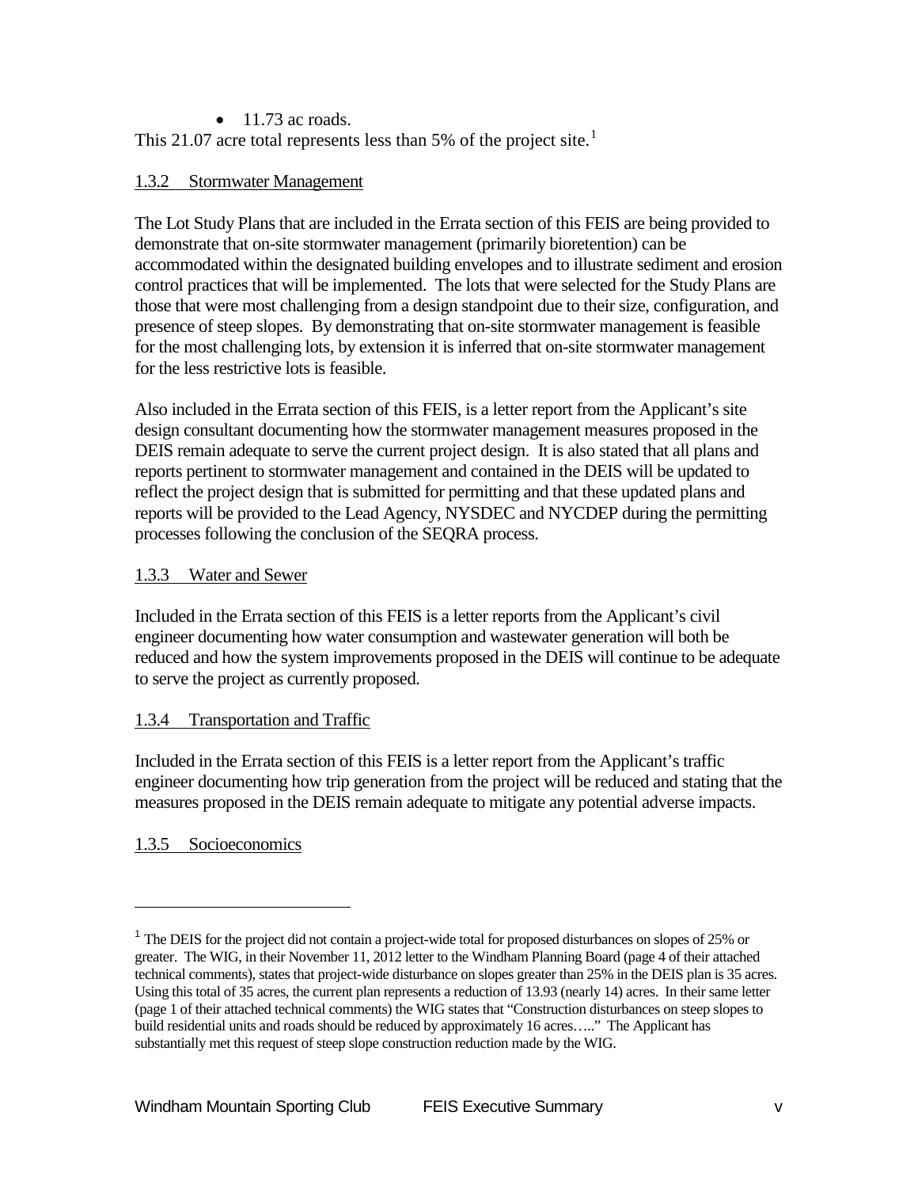- 11.73 ac roads.

This 21.07 acre total represents less than 5% of the project site.[1]

### 1.3.2 Stormwater Management

The Lot Study Plans that are included in the Errata section of this FEIS are being provided to demonstrate that on-site stormwater management (primarily bioretention) can be accommodated within the designated building envelopes and to illustrate sediment and erosion control practices that will be implemented. The lots that were selected for the Study Plans are those that were most challenging from a design standpoint due to their size, configuration, and presence of steep slopes. By demonstrating that on-site stormwater management is feasible for the most challenging lots, by extension it is inferred that on-site stormwater management for the less restrictive lots is feasible.

Also included in the Errata section of this FEIS, is a letter report from the Applicant's site design consultant documenting how the stormwater management measures proposed in the DEIS remain adequate to serve the current project design. It is also stated that all plans and reports pertinent to stormwater management and contained in the DEIS will be updated to reflect the project design that is submitted for permitting and that these updated plans and reports will be provided to the Lead Agency, NYSDEC and NYCDEP during the permitting processes following the conclusion of the SEQRA process.

### 1.3.3 Water and Sewer

Included in the Errata section of this FEIS is a letter reports from the Applicant's civil engineer documenting how water consumption and wastewater generation will both be reduced and how the system improvements proposed in the DEIS will continue to be adequate to serve the project as currently proposed.

### 1.3.4 Transportation and Traffic

Included in the Errata section of this FEIS is a letter report from the Applicant's traffic engineer documenting how trip generation from the project will be reduced and stating that the measures proposed in the DEIS remain adequate to mitigate any potential adverse impacts.

### 1.3.5 Socioeconomics

---

[1] The DEIS for the project did not contain a project-wide total for proposed disturbances on slopes of 25% or greater. The WIG, in their November 11, 2012 letter to the Windham Planning Board (page 4 of their attached technical comments), states that project-wide disturbance on slopes greater than 25% in the DEIS plan is 35 acres. Using this total of 35 acres, the current plan represents a reduction of 13.93 (nearly 14) acres. In their same letter (page 1 of their attached technical comments) the WIG states that "Construction disturbances on steep slopes to build residential units and roads should be reduced by approximately 16 acres….." The Applicant has substantially met this request of steep slope construction reduction made by the WIG.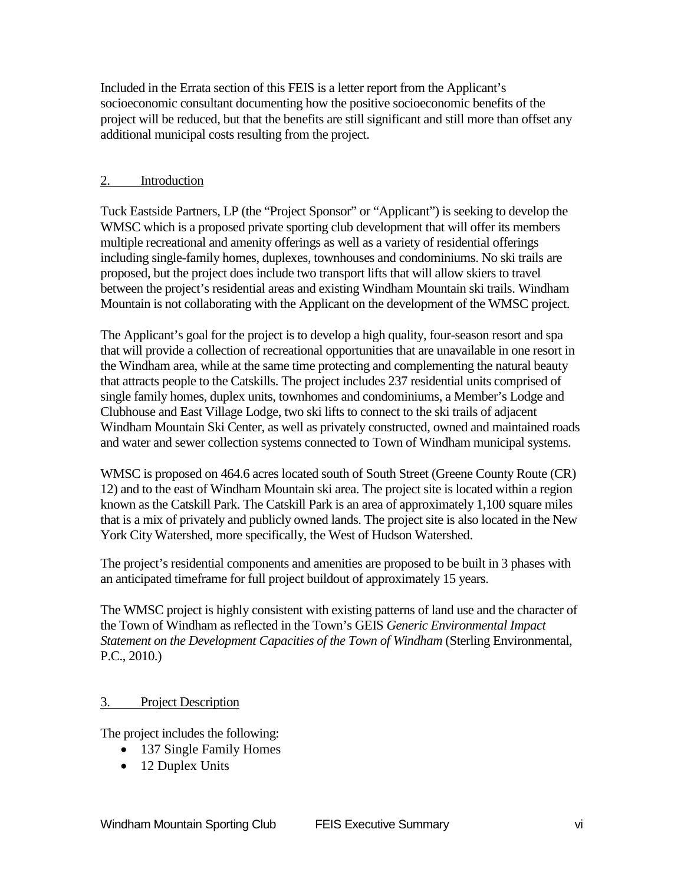Included in the Errata section of this FEIS is a letter report from the Applicant's socioeconomic consultant documenting how the positive socioeconomic benefits of the project will be reduced, but that the benefits are still significant and still more than offset any additional municipal costs resulting from the project.

## 2. Introduction

Tuck Eastside Partners, LP (the "Project Sponsor" or "Applicant") is seeking to develop the WMSC which is a proposed private sporting club development that will offer its members multiple recreational and amenity offerings as well as a variety of residential offerings including single-family homes, duplexes, townhouses and condominiums. No ski trails are proposed, but the project does include two transport lifts that will allow skiers to travel between the project's residential areas and existing Windham Mountain ski trails. Windham Mountain is not collaborating with the Applicant on the development of the WMSC project.

The Applicant's goal for the project is to develop a high quality, four-season resort and spa that will provide a collection of recreational opportunities that are unavailable in one resort in the Windham area, while at the same time protecting and complementing the natural beauty that attracts people to the Catskills. The project includes 237 residential units comprised of single family homes, duplex units, townhomes and condominiums, a Member's Lodge and Clubhouse and East Village Lodge, two ski lifts to connect to the ski trails of adjacent Windham Mountain Ski Center, as well as privately constructed, owned and maintained roads and water and sewer collection systems connected to Town of Windham municipal systems.

WMSC is proposed on 464.6 acres located south of South Street (Greene County Route (CR) 12) and to the east of Windham Mountain ski area. The project site is located within a region known as the Catskill Park. The Catskill Park is an area of approximately 1,100 square miles that is a mix of privately and publicly owned lands. The project site is also located in the New York City Watershed, more specifically, the West of Hudson Watershed.

The project's residential components and amenities are proposed to be built in 3 phases with an anticipated timeframe for full project buildout of approximately 15 years.

The WMSC project is highly consistent with existing patterns of land use and the character of the Town of Windham as reflected in the Town's GEIS *Generic Environmental Impact Statement on the Development Capacities of the Town of Windham* (Sterling Environmental, P.C., 2010.)

## 3. Project Description

The project includes the following:

- 137 Single Family Homes
- 12 Duplex Units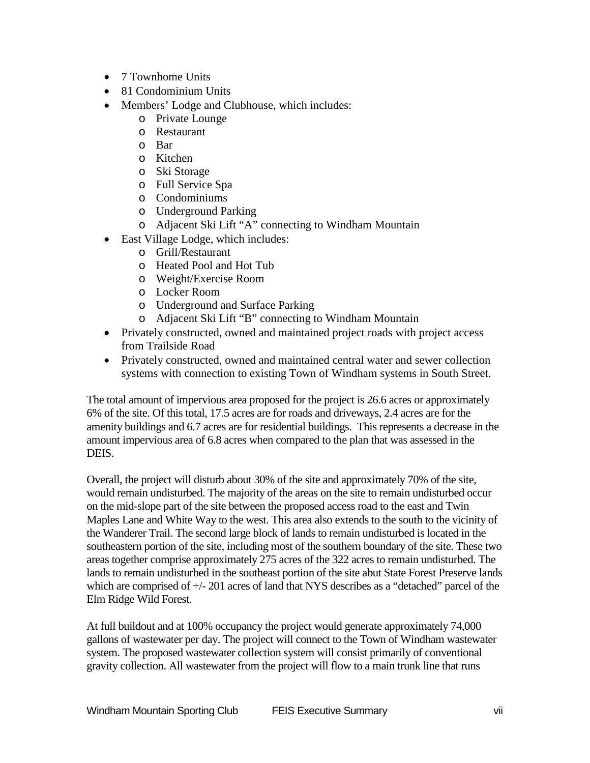- 7 Townhome Units
- 81 Condominium Units
- Members' Lodge and Clubhouse, which includes:
    - Private Lounge
    - Restaurant
    - Bar
    - Kitchen
    - Ski Storage
    - Full Service Spa
    - Condominiums
    - Underground Parking
    - Adjacent Ski Lift "A" connecting to Windham Mountain
- East Village Lodge, which includes:
    - Grill/Restaurant
    - Heated Pool and Hot Tub
    - Weight/Exercise Room
    - Locker Room
    - Underground and Surface Parking
    - Adjacent Ski Lift "B" connecting to Windham Mountain
- Privately constructed, owned and maintained project roads with project access from Trailside Road
- Privately constructed, owned and maintained central water and sewer collection systems with connection to existing Town of Windham systems in South Street.

The total amount of impervious area proposed for the project is 26.6 acres or approximately 6% of the site. Of this total, 17.5 acres are for roads and driveways, 2.4 acres are for the amenity buildings and 6.7 acres are for residential buildings. This represents a decrease in the amount impervious area of 6.8 acres when compared to the plan that was assessed in the DEIS.

Overall, the project will disturb about 30% of the site and approximately 70% of the site, would remain undisturbed. The majority of the areas on the site to remain undisturbed occur on the mid-slope part of the site between the proposed access road to the east and Twin Maples Lane and White Way to the west. This area also extends to the south to the vicinity of the Wanderer Trail. The second large block of lands to remain undisturbed is located in the southeastern portion of the site, including most of the southern boundary of the site. These two areas together comprise approximately 275 acres of the 322 acres to remain undisturbed. The lands to remain undisturbed in the southeast portion of the site abut State Forest Preserve lands which are comprised of +/- 201 acres of land that NYS describes as a "detached" parcel of the Elm Ridge Wild Forest.

At full buildout and at 100% occupancy the project would generate approximately 74,000 gallons of wastewater per day. The project will connect to the Town of Windham wastewater system. The proposed wastewater collection system will consist primarily of conventional gravity collection. All wastewater from the project will flow to a main trunk line that runs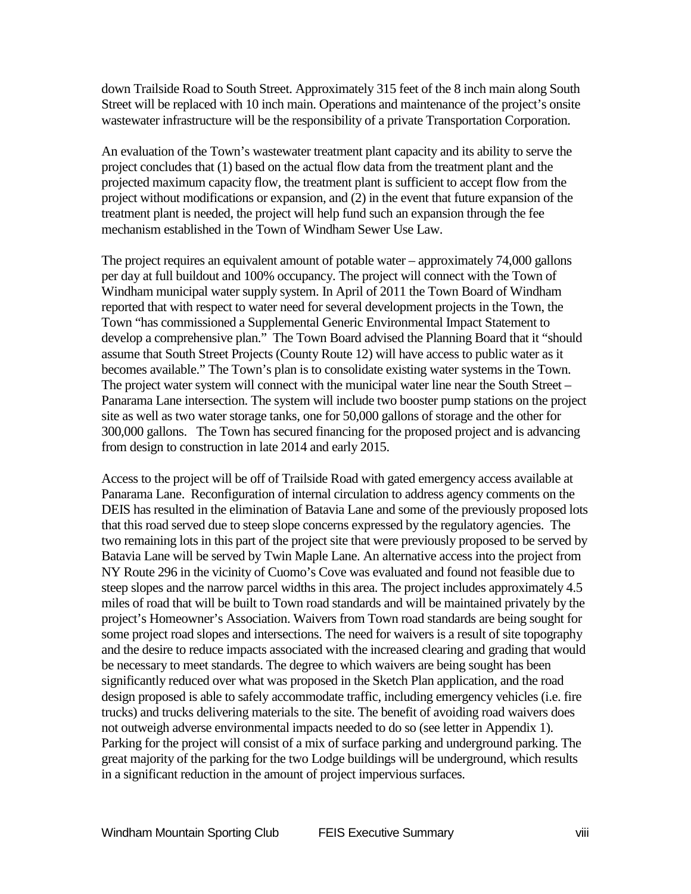down Trailside Road to South Street. Approximately 315 feet of the 8 inch main along South Street will be replaced with 10 inch main. Operations and maintenance of the project's onsite wastewater infrastructure will be the responsibility of a private Transportation Corporation.

An evaluation of the Town's wastewater treatment plant capacity and its ability to serve the project concludes that (1) based on the actual flow data from the treatment plant and the projected maximum capacity flow, the treatment plant is sufficient to accept flow from the project without modifications or expansion, and (2) in the event that future expansion of the treatment plant is needed, the project will help fund such an expansion through the fee mechanism established in the Town of Windham Sewer Use Law.

The project requires an equivalent amount of potable water – approximately 74,000 gallons per day at full buildout and 100% occupancy. The project will connect with the Town of Windham municipal water supply system. In April of 2011 the Town Board of Windham reported that with respect to water need for several development projects in the Town, the Town "has commissioned a Supplemental Generic Environmental Impact Statement to develop a comprehensive plan." The Town Board advised the Planning Board that it "should assume that South Street Projects (County Route 12) will have access to public water as it becomes available." The Town's plan is to consolidate existing water systems in the Town. The project water system will connect with the municipal water line near the South Street – Panarama Lane intersection. The system will include two booster pump stations on the project site as well as two water storage tanks, one for 50,000 gallons of storage and the other for 300,000 gallons. The Town has secured financing for the proposed project and is advancing from design to construction in late 2014 and early 2015.

Access to the project will be off of Trailside Road with gated emergency access available at Panarama Lane. Reconfiguration of internal circulation to address agency comments on the DEIS has resulted in the elimination of Batavia Lane and some of the previously proposed lots that this road served due to steep slope concerns expressed by the regulatory agencies. The two remaining lots in this part of the project site that were previously proposed to be served by Batavia Lane will be served by Twin Maple Lane. An alternative access into the project from NY Route 296 in the vicinity of Cuomo's Cove was evaluated and found not feasible due to steep slopes and the narrow parcel widths in this area. The project includes approximately 4.5 miles of road that will be built to Town road standards and will be maintained privately by the project's Homeowner's Association. Waivers from Town road standards are being sought for some project road slopes and intersections. The need for waivers is a result of site topography and the desire to reduce impacts associated with the increased clearing and grading that would be necessary to meet standards. The degree to which waivers are being sought has been significantly reduced over what was proposed in the Sketch Plan application, and the road design proposed is able to safely accommodate traffic, including emergency vehicles (i.e. fire trucks) and trucks delivering materials to the site. The benefit of avoiding road waivers does not outweigh adverse environmental impacts needed to do so (see letter in Appendix 1). Parking for the project will consist of a mix of surface parking and underground parking. The great majority of the parking for the two Lodge buildings will be underground, which results in a significant reduction in the amount of project impervious surfaces.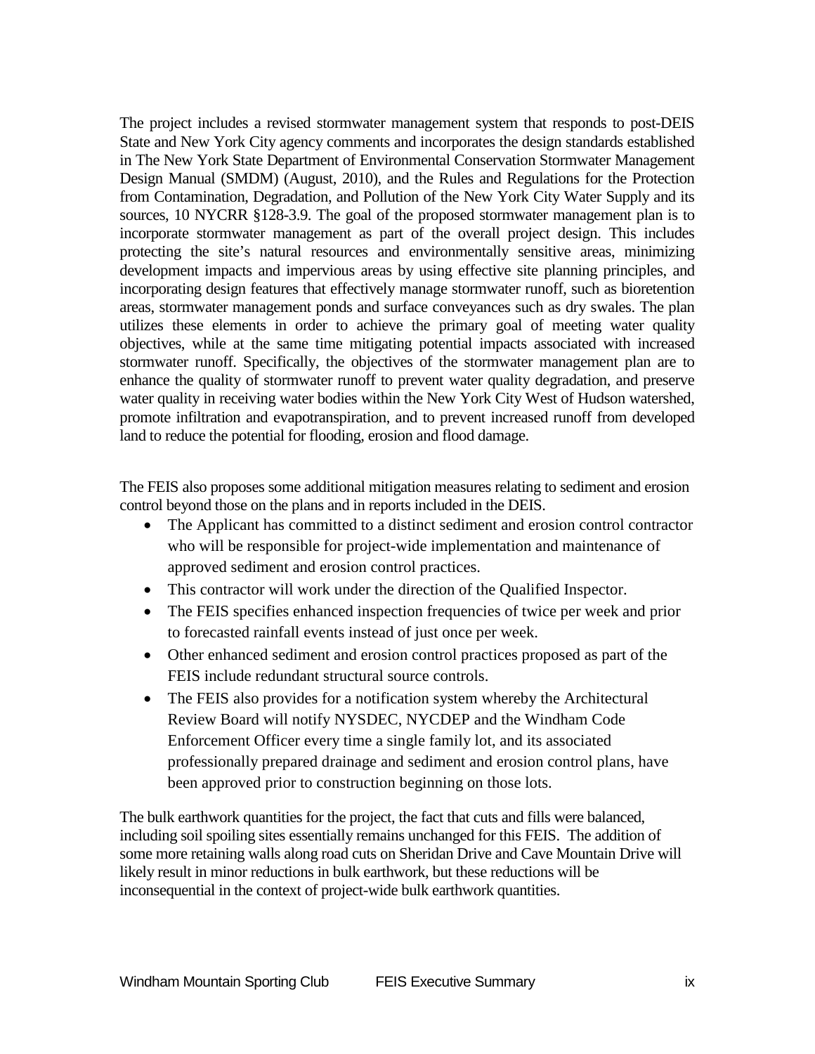The project includes a revised stormwater management system that responds to post-DEIS State and New York City agency comments and incorporates the design standards established in The New York State Department of Environmental Conservation Stormwater Management Design Manual (SMDM) (August, 2010), and the Rules and Regulations for the Protection from Contamination, Degradation, and Pollution of the New York City Water Supply and its sources, 10 NYCRR §128-3.9. The goal of the proposed stormwater management plan is to incorporate stormwater management as part of the overall project design. This includes protecting the site's natural resources and environmentally sensitive areas, minimizing development impacts and impervious areas by using effective site planning principles, and incorporating design features that effectively manage stormwater runoff, such as bioretention areas, stormwater management ponds and surface conveyances such as dry swales. The plan utilizes these elements in order to achieve the primary goal of meeting water quality objectives, while at the same time mitigating potential impacts associated with increased stormwater runoff. Specifically, the objectives of the stormwater management plan are to enhance the quality of stormwater runoff to prevent water quality degradation, and preserve water quality in receiving water bodies within the New York City West of Hudson watershed, promote infiltration and evapotranspiration, and to prevent increased runoff from developed land to reduce the potential for flooding, erosion and flood damage.

The FEIS also proposes some additional mitigation measures relating to sediment and erosion control beyond those on the plans and in reports included in the DEIS.

- The Applicant has committed to a distinct sediment and erosion control contractor who will be responsible for project-wide implementation and maintenance of approved sediment and erosion control practices.
- This contractor will work under the direction of the Qualified Inspector.
- The FEIS specifies enhanced inspection frequencies of twice per week and prior to forecasted rainfall events instead of just once per week.
- Other enhanced sediment and erosion control practices proposed as part of the FEIS include redundant structural source controls.
- The FEIS also provides for a notification system whereby the Architectural Review Board will notify NYSDEC, NYCDEP and the Windham Code Enforcement Officer every time a single family lot, and its associated professionally prepared drainage and sediment and erosion control plans, have been approved prior to construction beginning on those lots.

The bulk earthwork quantities for the project, the fact that cuts and fills were balanced, including soil spoiling sites essentially remains unchanged for this FEIS. The addition of some more retaining walls along road cuts on Sheridan Drive and Cave Mountain Drive will likely result in minor reductions in bulk earthwork, but these reductions will be inconsequential in the context of project-wide bulk earthwork quantities.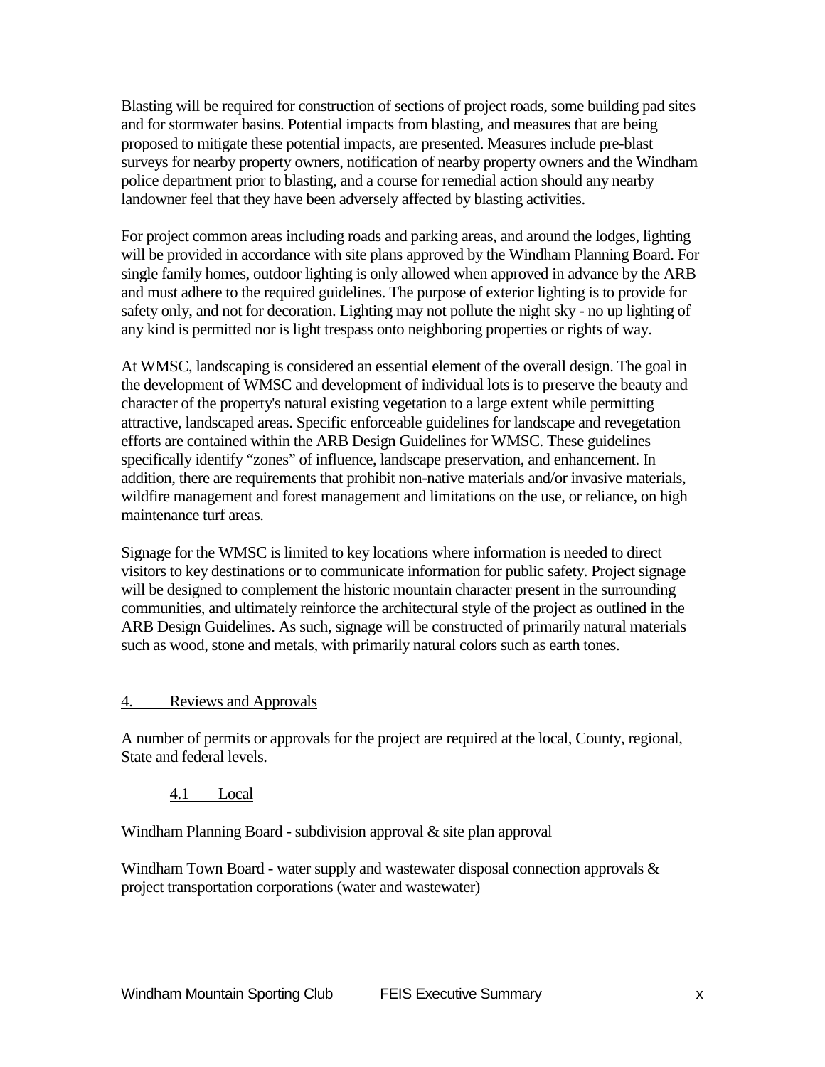Blasting will be required for construction of sections of project roads, some building pad sites and for stormwater basins. Potential impacts from blasting, and measures that are being proposed to mitigate these potential impacts, are presented. Measures include pre-blast surveys for nearby property owners, notification of nearby property owners and the Windham police department prior to blasting, and a course for remedial action should any nearby landowner feel that they have been adversely affected by blasting activities.

For project common areas including roads and parking areas, and around the lodges, lighting will be provided in accordance with site plans approved by the Windham Planning Board. For single family homes, outdoor lighting is only allowed when approved in advance by the ARB and must adhere to the required guidelines. The purpose of exterior lighting is to provide for safety only, and not for decoration. Lighting may not pollute the night sky - no up lighting of any kind is permitted nor is light trespass onto neighboring properties or rights of way.

At WMSC, landscaping is considered an essential element of the overall design. The goal in the development of WMSC and development of individual lots is to preserve the beauty and character of the property's natural existing vegetation to a large extent while permitting attractive, landscaped areas. Specific enforceable guidelines for landscape and revegetation efforts are contained within the ARB Design Guidelines for WMSC. These guidelines specifically identify "zones" of influence, landscape preservation, and enhancement. In addition, there are requirements that prohibit non-native materials and/or invasive materials, wildfire management and forest management and limitations on the use, or reliance, on high maintenance turf areas.

Signage for the WMSC is limited to key locations where information is needed to direct visitors to key destinations or to communicate information for public safety. Project signage will be designed to complement the historic mountain character present in the surrounding communities, and ultimately reinforce the architectural style of the project as outlined in the ARB Design Guidelines. As such, signage will be constructed of primarily natural materials such as wood, stone and metals, with primarily natural colors such as earth tones.

## 4. Reviews and Approvals

A number of permits or approvals for the project are required at the local, County, regional, State and federal levels.

### 4.1 Local

Windham Planning Board - subdivision approval & site plan approval

Windham Town Board - water supply and wastewater disposal connection approvals & project transportation corporations (water and wastewater)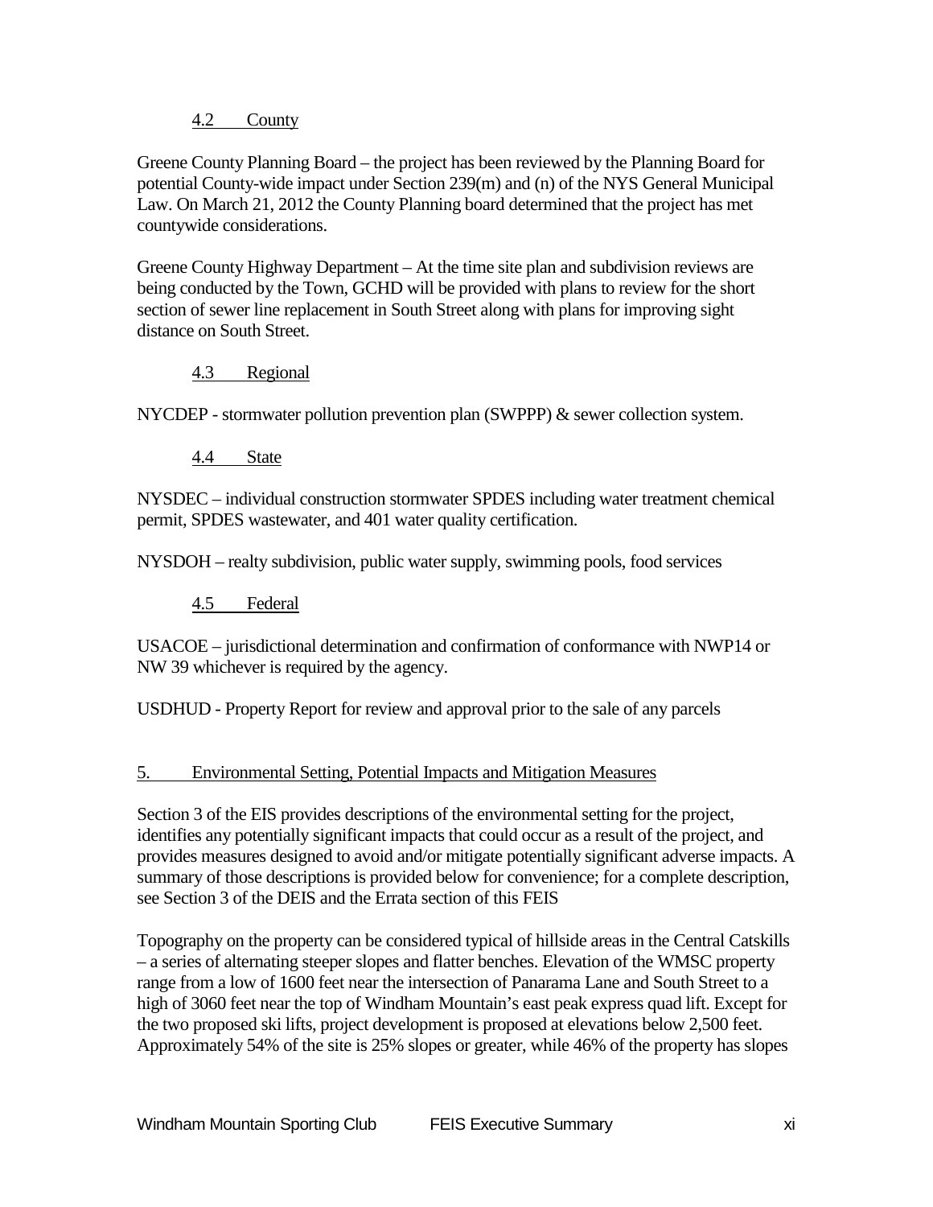### 4.2 County

Greene County Planning Board – the project has been reviewed by the Planning Board for potential County-wide impact under Section 239(m) and (n) of the NYS General Municipal Law. On March 21, 2012 the County Planning board determined that the project has met countywide considerations.

Greene County Highway Department – At the time site plan and subdivision reviews are being conducted by the Town, GCHD will be provided with plans to review for the short section of sewer line replacement in South Street along with plans for improving sight distance on South Street.

### 4.3 Regional

NYCDEP - stormwater pollution prevention plan (SWPPP) & sewer collection system.

### 4.4 State

NYSDEC – individual construction stormwater SPDES including water treatment chemical permit, SPDES wastewater, and 401 water quality certification.

NYSDOH – realty subdivision, public water supply, swimming pools, food services

### 4.5 Federal

USACOE – jurisdictional determination and confirmation of conformance with NWP14 or NW 39 whichever is required by the agency.

USDHUD - Property Report for review and approval prior to the sale of any parcels

## 5. Environmental Setting, Potential Impacts and Mitigation Measures

Section 3 of the EIS provides descriptions of the environmental setting for the project, identifies any potentially significant impacts that could occur as a result of the project, and provides measures designed to avoid and/or mitigate potentially significant adverse impacts. A summary of those descriptions is provided below for convenience; for a complete description, see Section 3 of the DEIS and the Errata section of this FEIS

Topography on the property can be considered typical of hillside areas in the Central Catskills – a series of alternating steeper slopes and flatter benches. Elevation of the WMSC property range from a low of 1600 feet near the intersection of Panarama Lane and South Street to a high of 3060 feet near the top of Windham Mountain's east peak express quad lift. Except for the two proposed ski lifts, project development is proposed at elevations below 2,500 feet. Approximately 54% of the site is 25% slopes or greater, while 46% of the property has slopes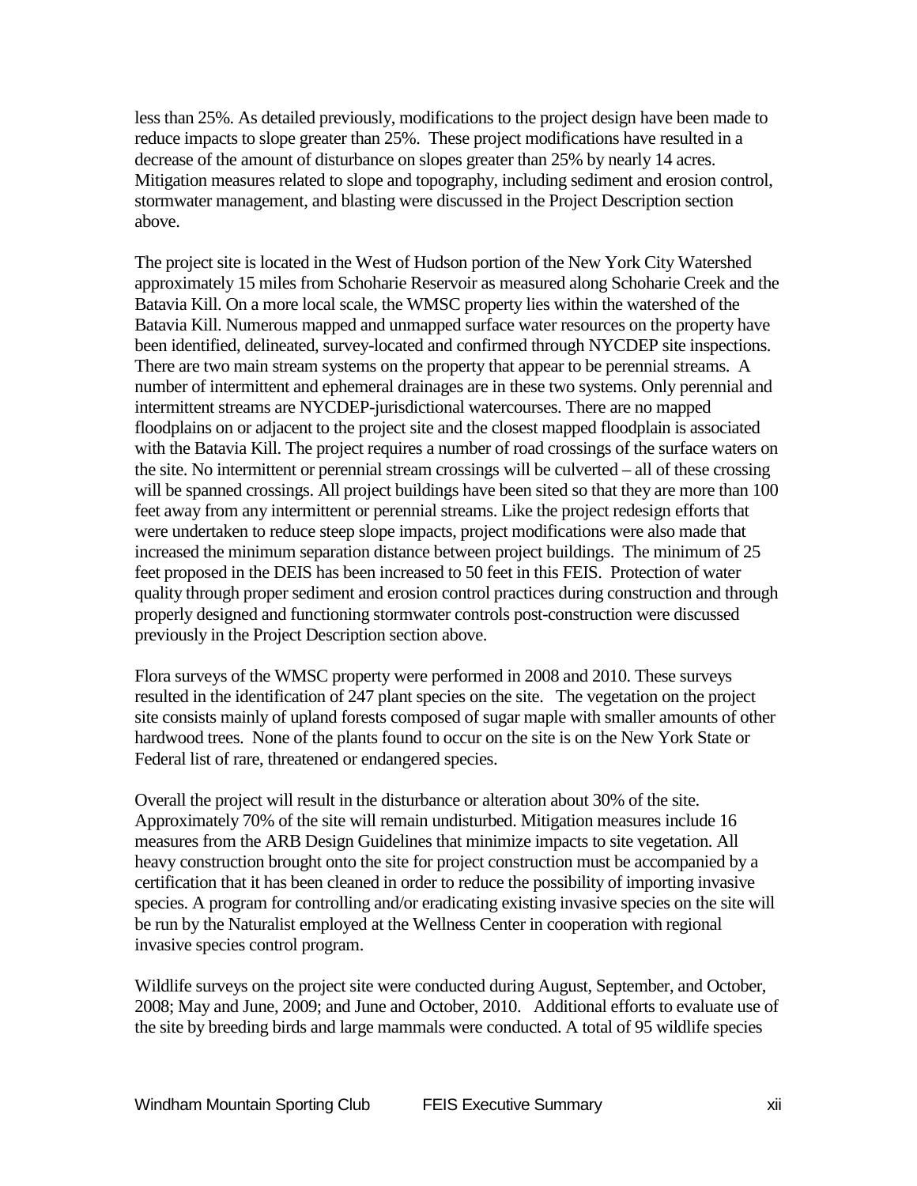less than 25%. As detailed previously, modifications to the project design have been made to reduce impacts to slope greater than 25%. These project modifications have resulted in a decrease of the amount of disturbance on slopes greater than 25% by nearly 14 acres. Mitigation measures related to slope and topography, including sediment and erosion control, stormwater management, and blasting were discussed in the Project Description section above.

The project site is located in the West of Hudson portion of the New York City Watershed approximately 15 miles from Schoharie Reservoir as measured along Schoharie Creek and the Batavia Kill. On a more local scale, the WMSC property lies within the watershed of the Batavia Kill. Numerous mapped and unmapped surface water resources on the property have been identified, delineated, survey-located and confirmed through NYCDEP site inspections. There are two main stream systems on the property that appear to be perennial streams. A number of intermittent and ephemeral drainages are in these two systems. Only perennial and intermittent streams are NYCDEP-jurisdictional watercourses. There are no mapped floodplains on or adjacent to the project site and the closest mapped floodplain is associated with the Batavia Kill. The project requires a number of road crossings of the surface waters on the site. No intermittent or perennial stream crossings will be culverted – all of these crossing will be spanned crossings. All project buildings have been sited so that they are more than 100 feet away from any intermittent or perennial streams. Like the project redesign efforts that were undertaken to reduce steep slope impacts, project modifications were also made that increased the minimum separation distance between project buildings. The minimum of 25 feet proposed in the DEIS has been increased to 50 feet in this FEIS. Protection of water quality through proper sediment and erosion control practices during construction and through properly designed and functioning stormwater controls post-construction were discussed previously in the Project Description section above.

Flora surveys of the WMSC property were performed in 2008 and 2010. These surveys resulted in the identification of 247 plant species on the site. The vegetation on the project site consists mainly of upland forests composed of sugar maple with smaller amounts of other hardwood trees. None of the plants found to occur on the site is on the New York State or Federal list of rare, threatened or endangered species.

Overall the project will result in the disturbance or alteration about 30% of the site. Approximately 70% of the site will remain undisturbed. Mitigation measures include 16 measures from the ARB Design Guidelines that minimize impacts to site vegetation. All heavy construction brought onto the site for project construction must be accompanied by a certification that it has been cleaned in order to reduce the possibility of importing invasive species. A program for controlling and/or eradicating existing invasive species on the site will be run by the Naturalist employed at the Wellness Center in cooperation with regional invasive species control program.

Wildlife surveys on the project site were conducted during August, September, and October, 2008; May and June, 2009; and June and October, 2010. Additional efforts to evaluate use of the site by breeding birds and large mammals were conducted. A total of 95 wildlife species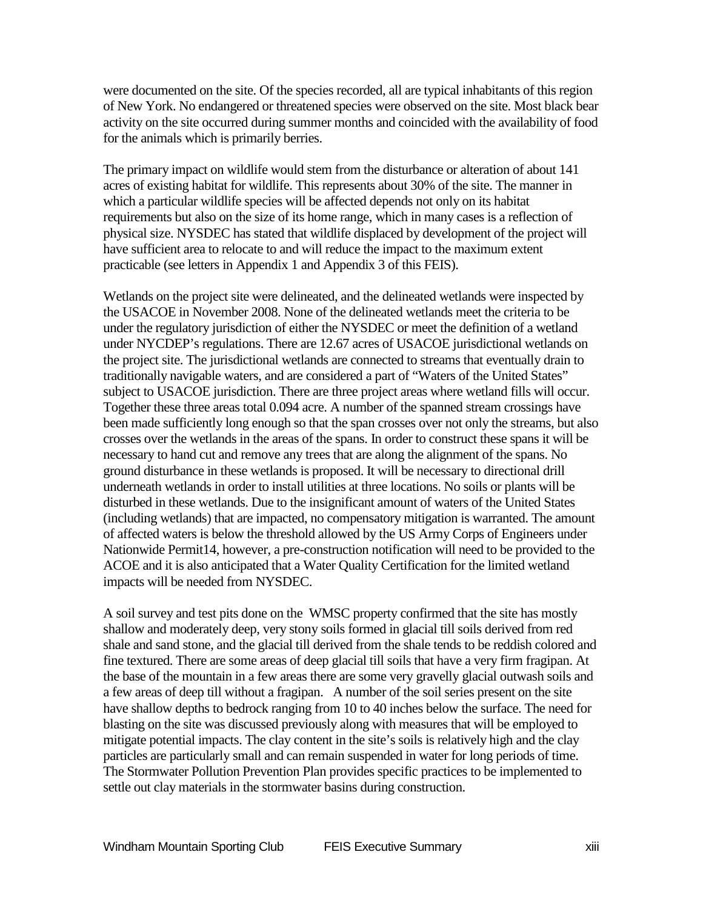were documented on the site. Of the species recorded, all are typical inhabitants of this region of New York. No endangered or threatened species were observed on the site. Most black bear activity on the site occurred during summer months and coincided with the availability of food for the animals which is primarily berries.

The primary impact on wildlife would stem from the disturbance or alteration of about 141 acres of existing habitat for wildlife. This represents about 30% of the site. The manner in which a particular wildlife species will be affected depends not only on its habitat requirements but also on the size of its home range, which in many cases is a reflection of physical size. NYSDEC has stated that wildlife displaced by development of the project will have sufficient area to relocate to and will reduce the impact to the maximum extent practicable (see letters in Appendix 1 and Appendix 3 of this FEIS).

Wetlands on the project site were delineated, and the delineated wetlands were inspected by the USACOE in November 2008. None of the delineated wetlands meet the criteria to be under the regulatory jurisdiction of either the NYSDEC or meet the definition of a wetland under NYCDEP's regulations. There are 12.67 acres of USACOE jurisdictional wetlands on the project site. The jurisdictional wetlands are connected to streams that eventually drain to traditionally navigable waters, and are considered a part of "Waters of the United States" subject to USACOE jurisdiction. There are three project areas where wetland fills will occur. Together these three areas total 0.094 acre. A number of the spanned stream crossings have been made sufficiently long enough so that the span crosses over not only the streams, but also crosses over the wetlands in the areas of the spans. In order to construct these spans it will be necessary to hand cut and remove any trees that are along the alignment of the spans. No ground disturbance in these wetlands is proposed. It will be necessary to directional drill underneath wetlands in order to install utilities at three locations. No soils or plants will be disturbed in these wetlands. Due to the insignificant amount of waters of the United States (including wetlands) that are impacted, no compensatory mitigation is warranted. The amount of affected waters is below the threshold allowed by the US Army Corps of Engineers under Nationwide Permit14, however, a pre-construction notification will need to be provided to the ACOE and it is also anticipated that a Water Quality Certification for the limited wetland impacts will be needed from NYSDEC.

A soil survey and test pits done on the WMSC property confirmed that the site has mostly shallow and moderately deep, very stony soils formed in glacial till soils derived from red shale and sand stone, and the glacial till derived from the shale tends to be reddish colored and fine textured. There are some areas of deep glacial till soils that have a very firm fragipan. At the base of the mountain in a few areas there are some very gravelly glacial outwash soils and a few areas of deep till without a fragipan. A number of the soil series present on the site have shallow depths to bedrock ranging from 10 to 40 inches below the surface. The need for blasting on the site was discussed previously along with measures that will be employed to mitigate potential impacts. The clay content in the site's soils is relatively high and the clay particles are particularly small and can remain suspended in water for long periods of time. The Stormwater Pollution Prevention Plan provides specific practices to be implemented to settle out clay materials in the stormwater basins during construction.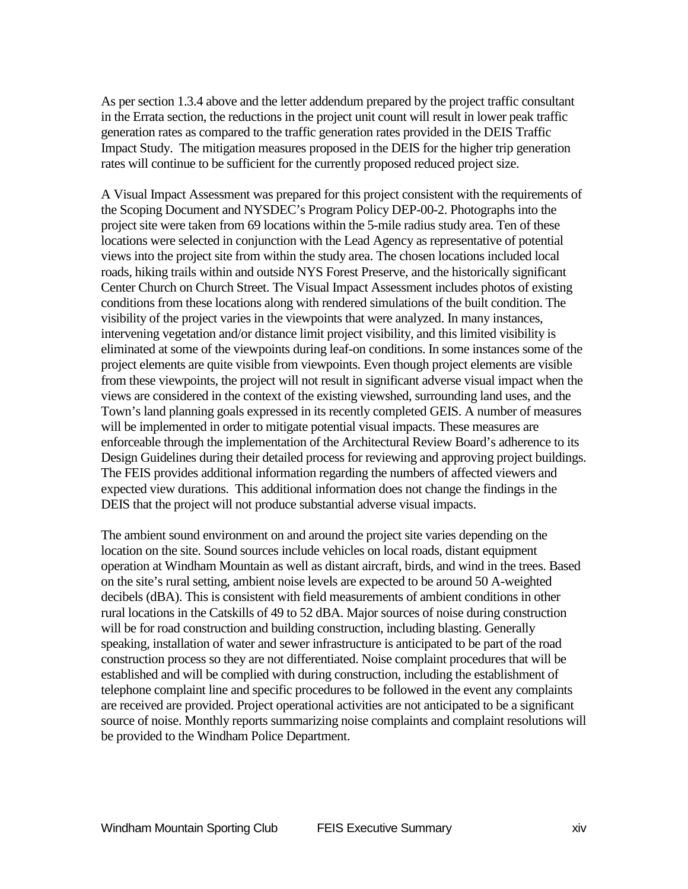As per section 1.3.4 above and the letter addendum prepared by the project traffic consultant in the Errata section, the reductions in the project unit count will result in lower peak traffic generation rates as compared to the traffic generation rates provided in the DEIS Traffic Impact Study. The mitigation measures proposed in the DEIS for the higher trip generation rates will continue to be sufficient for the currently proposed reduced project size.

A Visual Impact Assessment was prepared for this project consistent with the requirements of the Scoping Document and NYSDEC's Program Policy DEP-00-2. Photographs into the project site were taken from 69 locations within the 5-mile radius study area. Ten of these locations were selected in conjunction with the Lead Agency as representative of potential views into the project site from within the study area. The chosen locations included local roads, hiking trails within and outside NYS Forest Preserve, and the historically significant Center Church on Church Street. The Visual Impact Assessment includes photos of existing conditions from these locations along with rendered simulations of the built condition. The visibility of the project varies in the viewpoints that were analyzed. In many instances, intervening vegetation and/or distance limit project visibility, and this limited visibility is eliminated at some of the viewpoints during leaf-on conditions. In some instances some of the project elements are quite visible from viewpoints. Even though project elements are visible from these viewpoints, the project will not result in significant adverse visual impact when the views are considered in the context of the existing viewshed, surrounding land uses, and the Town's land planning goals expressed in its recently completed GEIS. A number of measures will be implemented in order to mitigate potential visual impacts. These measures are enforceable through the implementation of the Architectural Review Board's adherence to its Design Guidelines during their detailed process for reviewing and approving project buildings. The FEIS provides additional information regarding the numbers of affected viewers and expected view durations. This additional information does not change the findings in the DEIS that the project will not produce substantial adverse visual impacts.

The ambient sound environment on and around the project site varies depending on the location on the site. Sound sources include vehicles on local roads, distant equipment operation at Windham Mountain as well as distant aircraft, birds, and wind in the trees. Based on the site's rural setting, ambient noise levels are expected to be around 50 A-weighted decibels (dBA). This is consistent with field measurements of ambient conditions in other rural locations in the Catskills of 49 to 52 dBA. Major sources of noise during construction will be for road construction and building construction, including blasting. Generally speaking, installation of water and sewer infrastructure is anticipated to be part of the road construction process so they are not differentiated. Noise complaint procedures that will be established and will be complied with during construction, including the establishment of telephone complaint line and specific procedures to be followed in the event any complaints are received are provided. Project operational activities are not anticipated to be a significant source of noise. Monthly reports summarizing noise complaints and complaint resolutions will be provided to the Windham Police Department.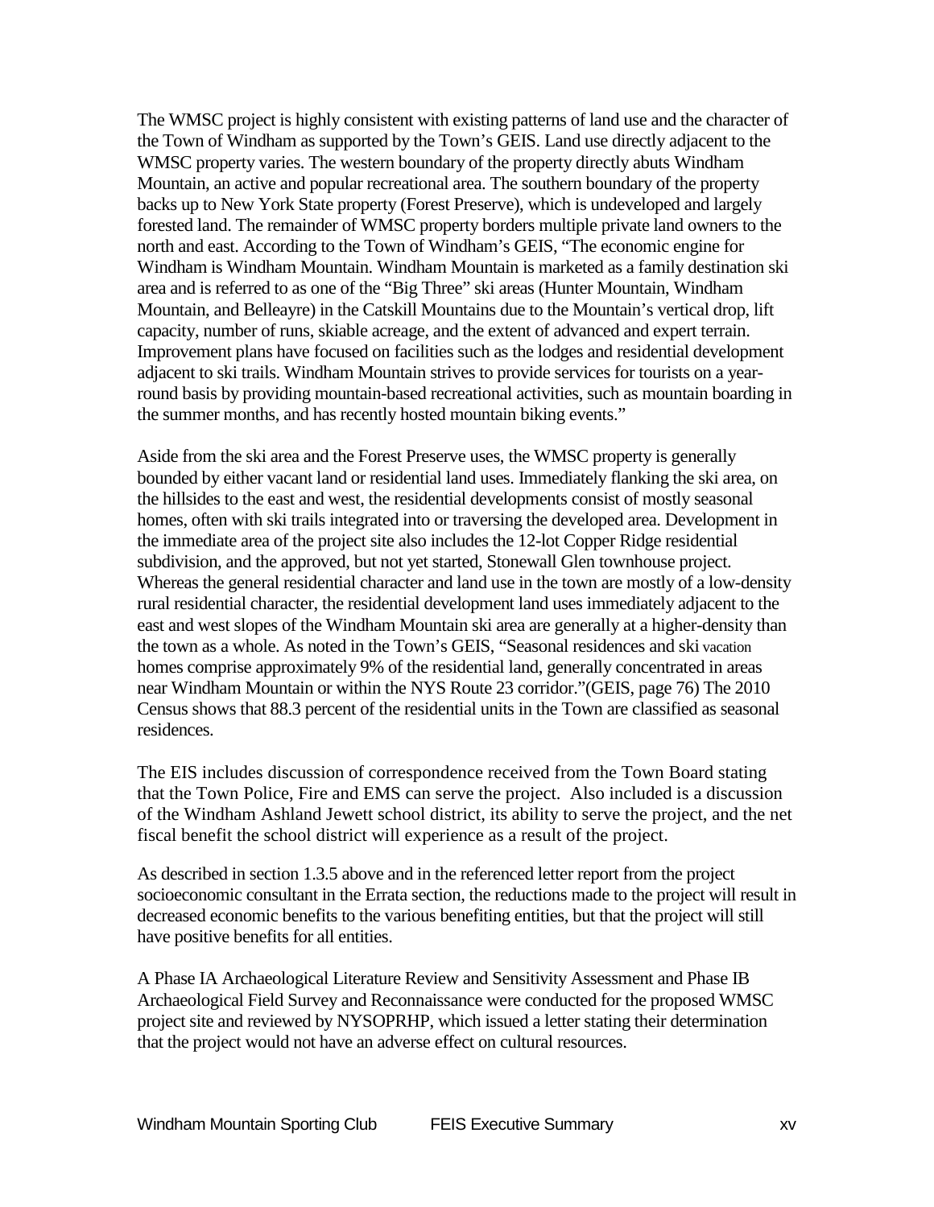The WMSC project is highly consistent with existing patterns of land use and the character of the Town of Windham as supported by the Town's GEIS. Land use directly adjacent to the WMSC property varies. The western boundary of the property directly abuts Windham Mountain, an active and popular recreational area. The southern boundary of the property backs up to New York State property (Forest Preserve), which is undeveloped and largely forested land. The remainder of WMSC property borders multiple private land owners to the north and east. According to the Town of Windham's GEIS, "The economic engine for Windham is Windham Mountain. Windham Mountain is marketed as a family destination ski area and is referred to as one of the "Big Three" ski areas (Hunter Mountain, Windham Mountain, and Belleayre) in the Catskill Mountains due to the Mountain's vertical drop, lift capacity, number of runs, skiable acreage, and the extent of advanced and expert terrain. Improvement plans have focused on facilities such as the lodges and residential development adjacent to ski trails. Windham Mountain strives to provide services for tourists on a year-round basis by providing mountain-based recreational activities, such as mountain boarding in the summer months, and has recently hosted mountain biking events."

Aside from the ski area and the Forest Preserve uses, the WMSC property is generally bounded by either vacant land or residential land uses. Immediately flanking the ski area, on the hillsides to the east and west, the residential developments consist of mostly seasonal homes, often with ski trails integrated into or traversing the developed area. Development in the immediate area of the project site also includes the 12-lot Copper Ridge residential subdivision, and the approved, but not yet started, Stonewall Glen townhouse project. Whereas the general residential character and land use in the town are mostly of a low-density rural residential character, the residential development land uses immediately adjacent to the east and west slopes of the Windham Mountain ski area are generally at a higher-density than the town as a whole. As noted in the Town's GEIS, "Seasonal residences and ski vacation homes comprise approximately 9% of the residential land, generally concentrated in areas near Windham Mountain or within the NYS Route 23 corridor."(GEIS, page 76) The 2010 Census shows that 88.3 percent of the residential units in the Town are classified as seasonal residences.

The EIS includes discussion of correspondence received from the Town Board stating that the Town Police, Fire and EMS can serve the project. Also included is a discussion of the Windham Ashland Jewett school district, its ability to serve the project, and the net fiscal benefit the school district will experience as a result of the project.

As described in section 1.3.5 above and in the referenced letter report from the project socioeconomic consultant in the Errata section, the reductions made to the project will result in decreased economic benefits to the various benefiting entities, but that the project will still have positive benefits for all entities.

A Phase IA Archaeological Literature Review and Sensitivity Assessment and Phase IB Archaeological Field Survey and Reconnaissance were conducted for the proposed WMSC project site and reviewed by NYSOPRHP, which issued a letter stating their determination that the project would not have an adverse effect on cultural resources.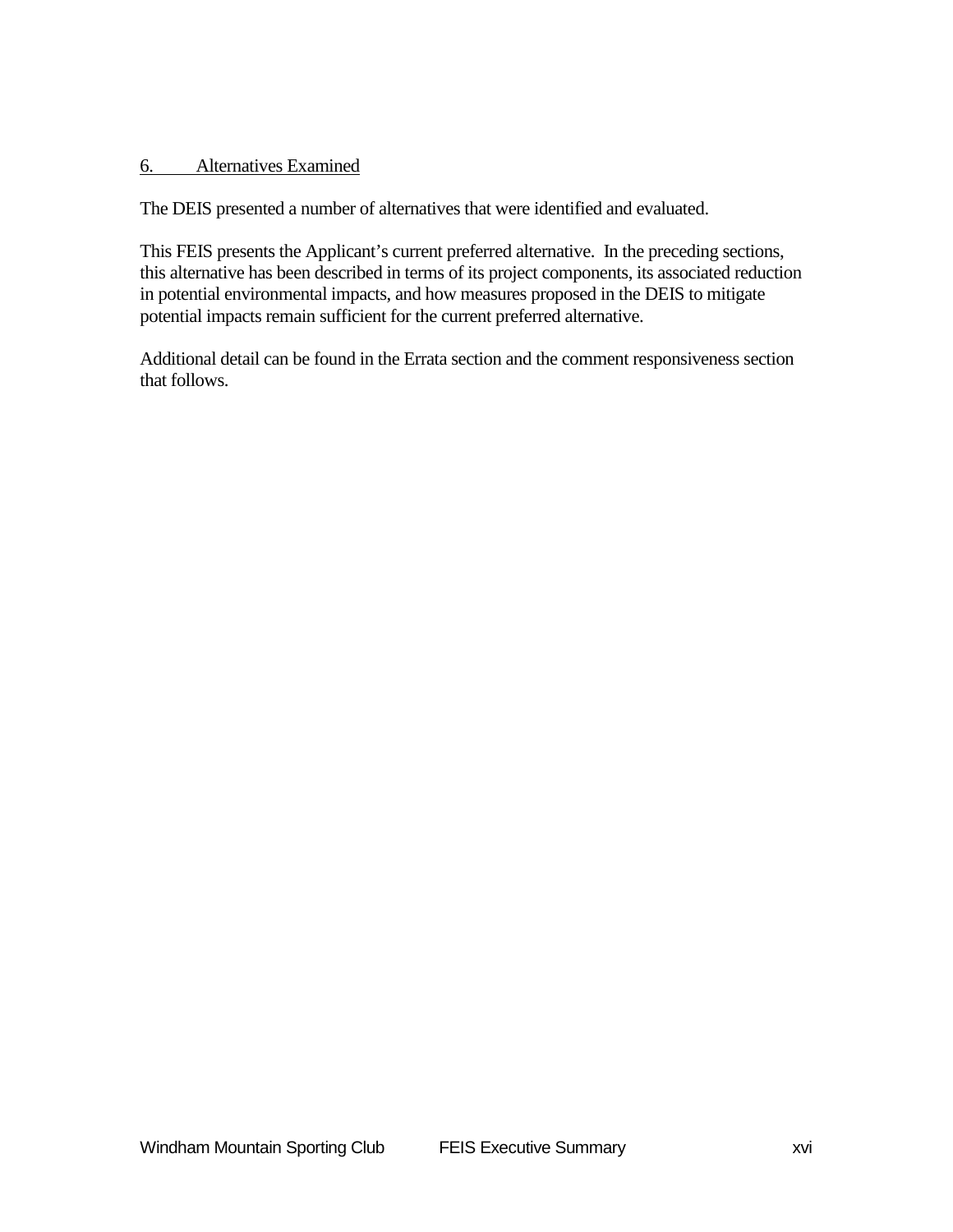## 6. Alternatives Examined

The DEIS presented a number of alternatives that were identified and evaluated.

This FEIS presents the Applicant's current preferred alternative. In the preceding sections, this alternative has been described in terms of its project components, its associated reduction in potential environmental impacts, and how measures proposed in the DEIS to mitigate potential impacts remain sufficient for the current preferred alternative.

Additional detail can be found in the Errata section and the comment responsiveness section that follows.